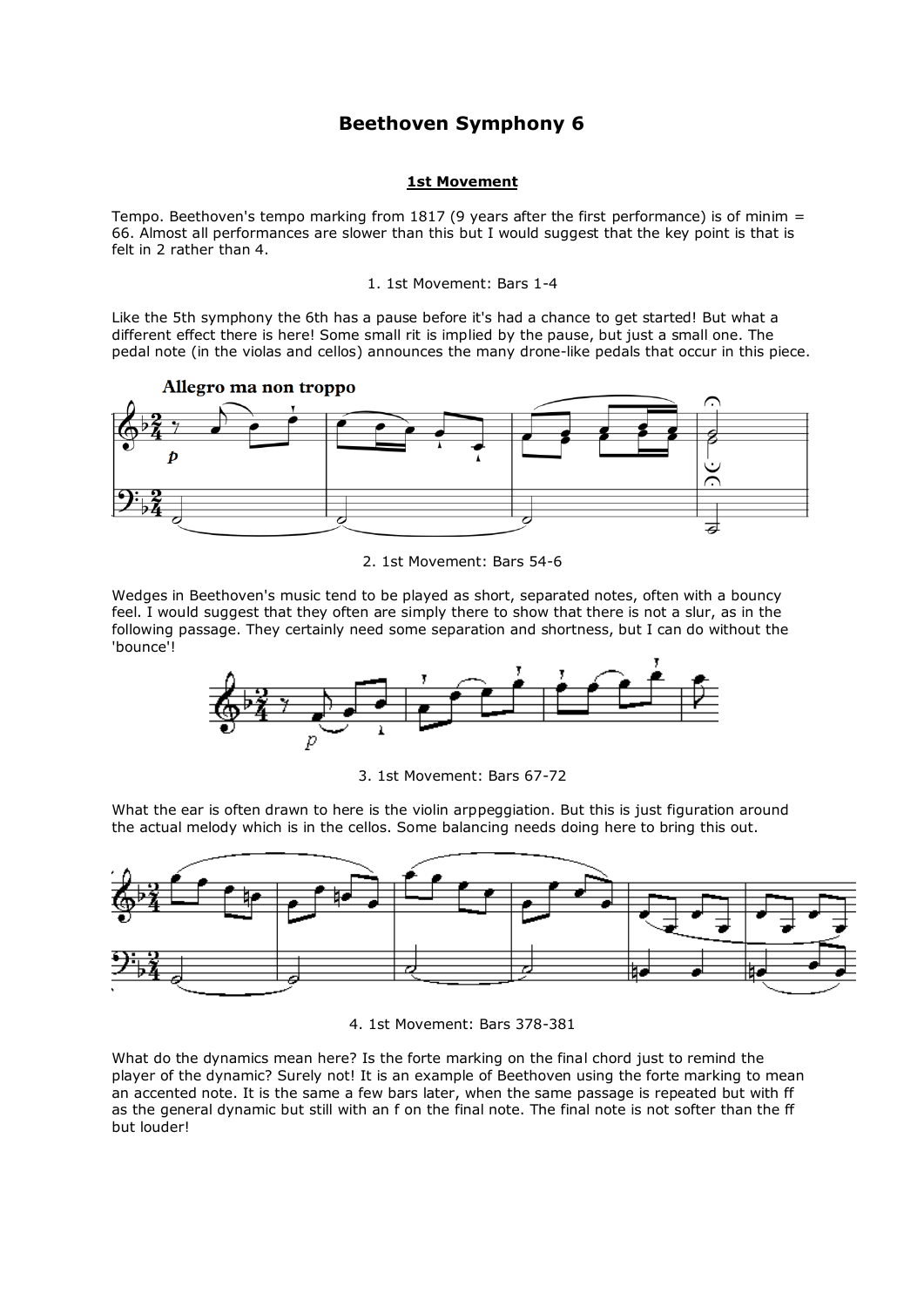# Beethoven Symphony 6

## 1st Movement

Tempo. Beethoven's tempo marking from 1817 (9 years after the first performance) is of minim = 66. Almost all performances are slower than this but I would suggest that the key point is that is felt in 2 rather than 4.

1. 1st Movement: Bars 1-4

Like the 5th symphony the 6th has a pause before it's had a chance to get started! But what a different effect there is here! Some small rit is implied by the pause, but just a small one. The pedal note (in the violas and cellos) announces the many drone-like pedals that occur in this piece.

2. 1st Movement: Bars 54-6

Wedges in Beethoven's music tend to be played as short, separated notes, often with a bouncy feel. I would suggest that they often are simply there to show that there is not a slur, as in the following passage. They certainly need some separation and shortness, but I can do without the 'bounce'!

3. 1st Movement: Bars 67-72

What the ear is often drawn to here is the violin arppeggiation. But this is just figuration around the actual melody which is in the cellos. Some balancing needs doing here to bring this out.

4. 1st Movement: Bars 378-381

What do the dynamics mean here? Is the forte marking on the final chord just to remind the player of the dynamic? Surely not! It is an example of Beethoven using the forte marking to mean an accented note. It is the same a few bars later, when the same passage is repeated but with ff as the general dynamic but still with an f on the final note. The final note is not softer than the ff but louder!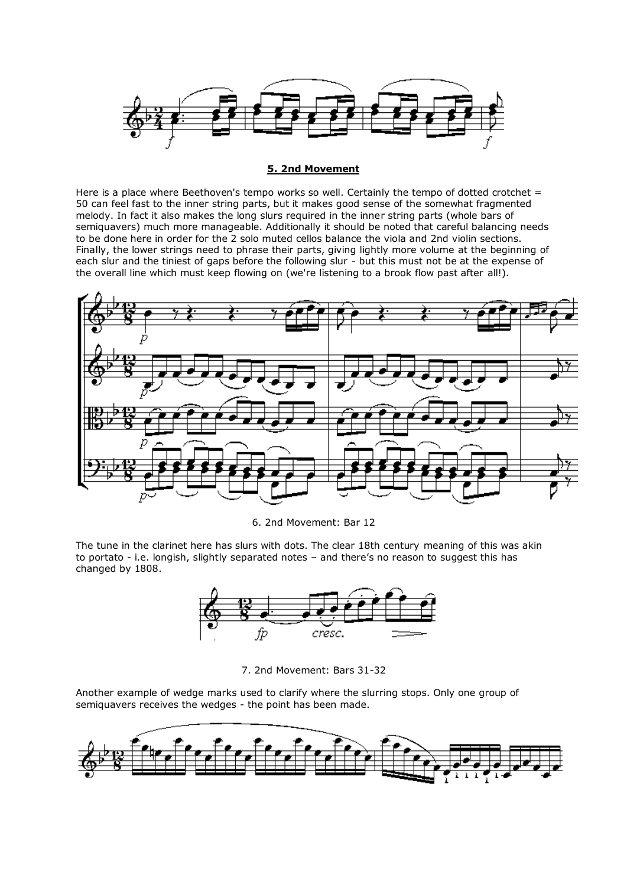**5. 2nd Movement**

Here is a place where Beethoven's tempo works so well. Certainly the tempo of dotted crotchet = 50 can feel fast to the inner string parts, but it makes good sense of the somewhat fragmented melody. In fact it also makes the long slurs required in the inner string parts (whole bars of semiquavers) much more manageable. Additionally it should be noted that careful balancing needs to be done here in order for the 2 solo muted cellos balance the viola and 2nd violin sections. Finally, the lower strings need to phrase their parts, giving lightly more volume at the beginning of each slur and the tiniest of gaps before the following slur - but this must not be at the expense of the overall line which must keep flowing on (we're listening to a brook flow past after all!).

6. 2nd Movement: Bar 12

The tune in the clarinet here has slurs with dots. The clear 18th century meaning of this was akin to portato - i.e. longish, slightly separated notes – and there's no reason to suggest this has changed by 1808.

7. 2nd Movement: Bars 31-32

Another example of wedge marks used to clarify where the slurring stops. Only one group of semiquavers receives the wedges - the point has been made.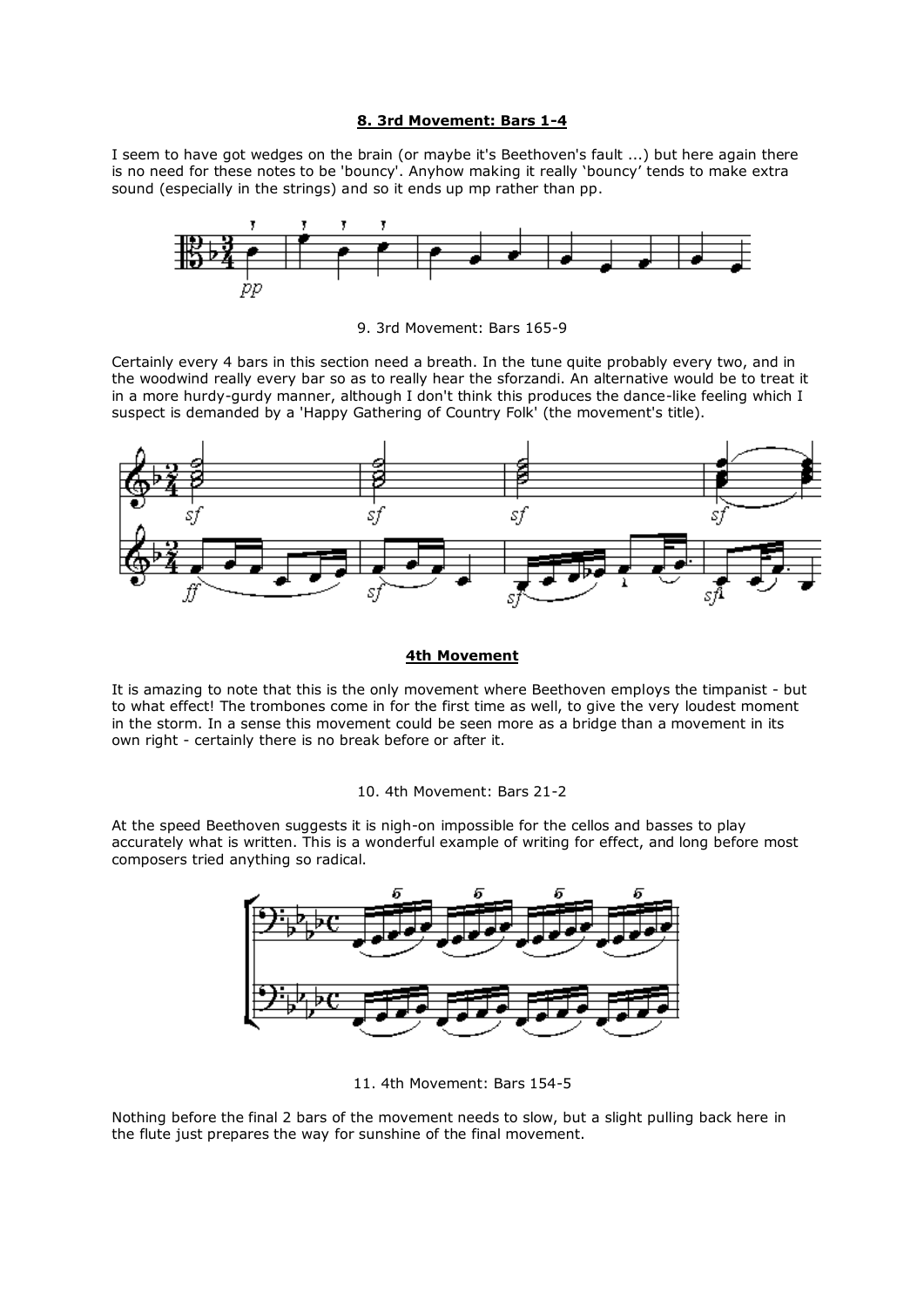**8. 3rd Movement: Bars 1-4**

I seem to have got wedges on the brain (or maybe it's Beethoven's fault ...) but here again there is no need for these notes to be 'bouncy'. Anyhow making it really 'bouncy' tends to make extra sound (especially in the strings) and so it ends up mp rather than pp.

9. 3rd Movement: Bars 165-9

Certainly every 4 bars in this section need a breath. In the tune quite probably every two, and in the woodwind really every bar so as to really hear the sforzandi. An alternative would be to treat it in a more hurdy-gurdy manner, although I don't think this produces the dance-like feeling which I suspect is demanded by a 'Happy Gathering of Country Folk' (the movement's title).

**4th Movement**

It is amazing to note that this is the only movement where Beethoven employs the timpanist - but to what effect! The trombones come in for the first time as well, to give the very loudest moment in the storm. In a sense this movement could be seen more as a bridge than a movement in its own right - certainly there is no break before or after it.

10. 4th Movement: Bars 21-2

At the speed Beethoven suggests it is nigh-on impossible for the cellos and basses to play accurately what is written. This is a wonderful example of writing for effect, and long before most composers tried anything so radical.

11. 4th Movement: Bars 154-5

Nothing before the final 2 bars of the movement needs to slow, but a slight pulling back here in the flute just prepares the way for sunshine of the final movement.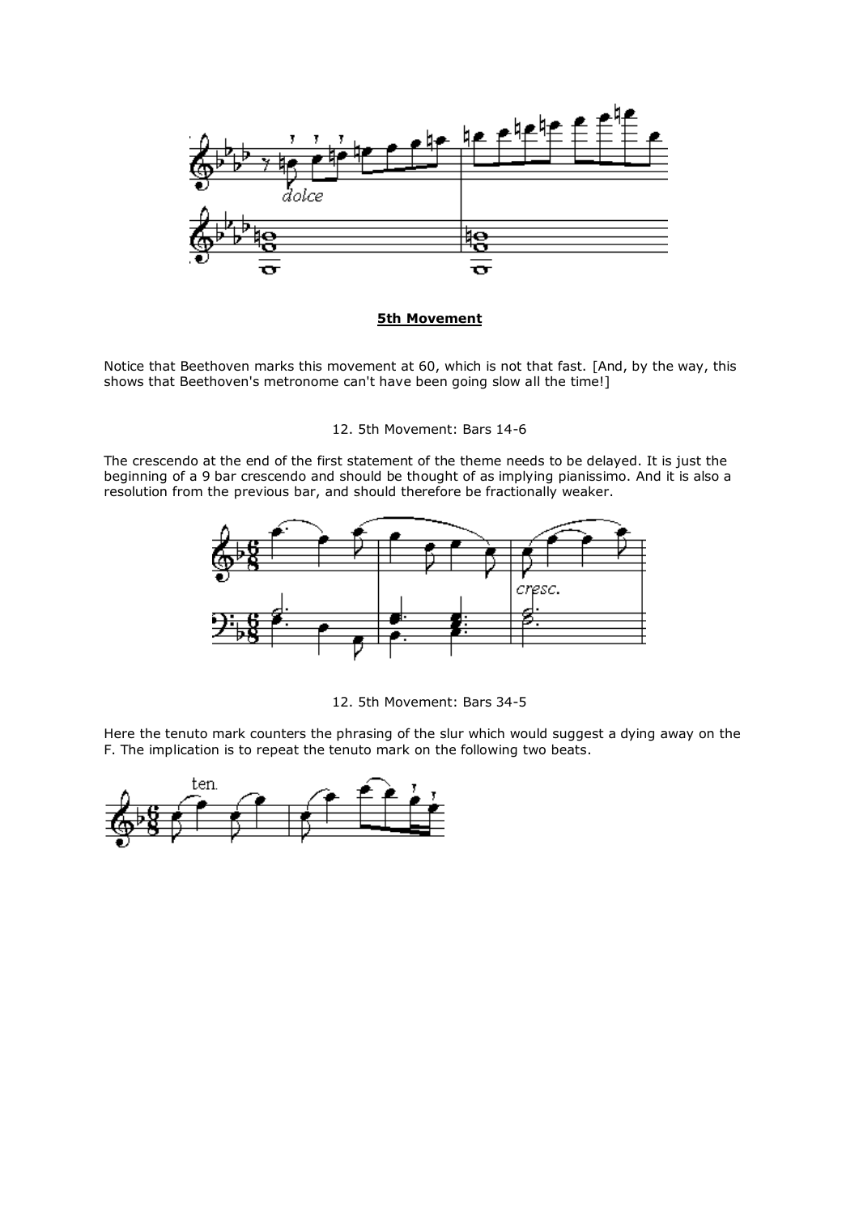**5th Movement**

Notice that Beethoven marks this movement at 60, which is not that fast. [And, by the way, this shows that Beethoven's metronome can't have been going slow all the time!]

12. 5th Movement: Bars 14-6

The crescendo at the end of the first statement of the theme needs to be delayed. It is just the beginning of a 9 bar crescendo and should be thought of as implying pianissimo. And it is also a resolution from the previous bar, and should therefore be fractionally weaker.

12. 5th Movement: Bars 34-5

Here the tenuto mark counters the phrasing of the slur which would suggest a dying away on the F. The implication is to repeat the tenuto mark on the following two beats.